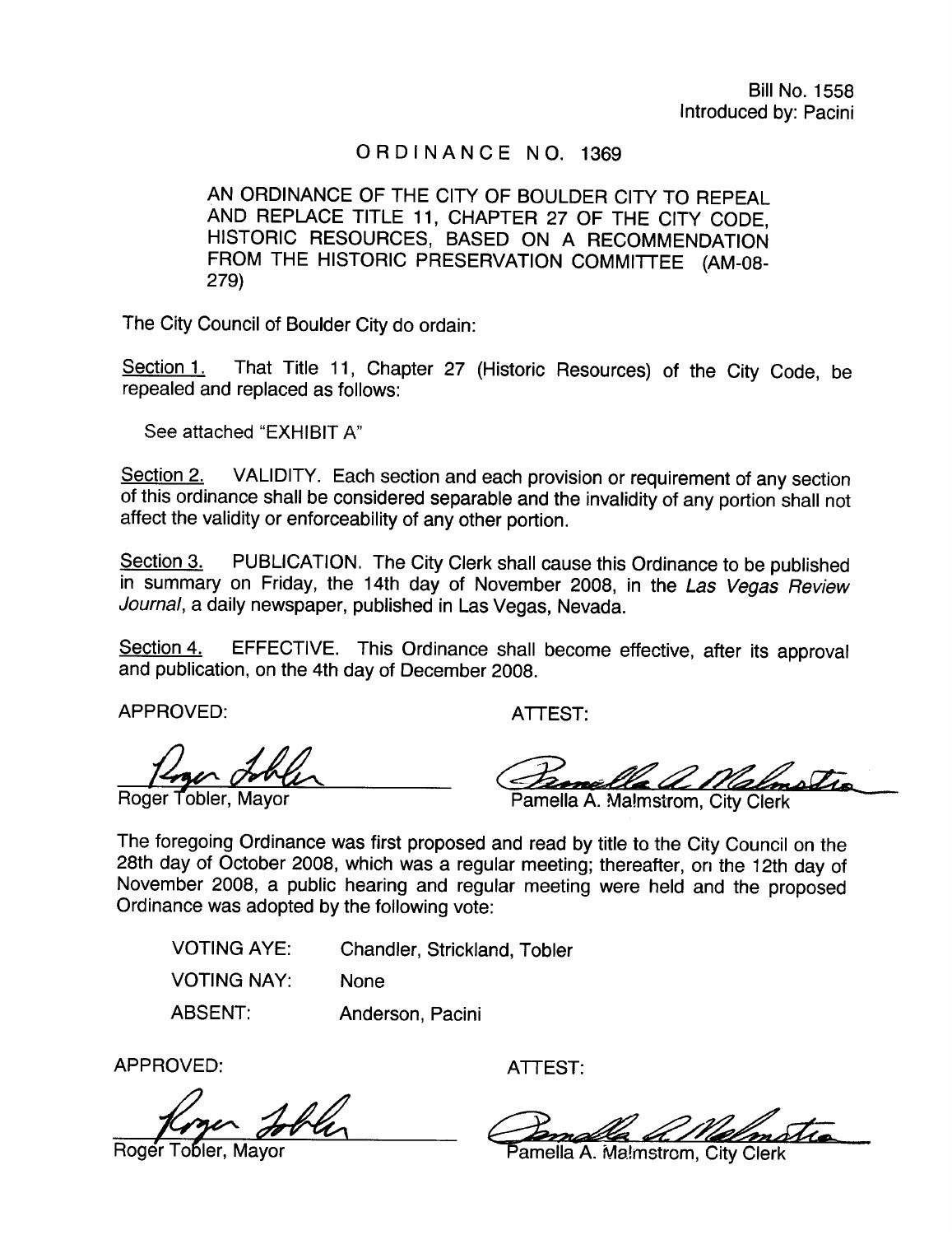Bill No. 1558
Introduced by: Pacini

# ORDINANCE NO. 1369

AN ORDINANCE OF THE CITY OF BOULDER CITY TO REPEAL AND REPLACE TITLE 11, CHAPTER 27 OF THE CITY CODE, HISTORIC RESOURCES, BASED ON A RECOMMENDATION FROM THE HISTORIC PRESERVATION COMMITTEE (AM-08-279)

The City Council of Boulder City do ordain:

Section 1. That Title 11, Chapter 27 (Historic Resources) of the City Code, be repealed and replaced as follows:

See attached "EXHIBIT A"

Section 2. VALIDITY. Each section and each provision or requirement of any section of this ordinance shall be considered separable and the invalidity of any portion shall not affect the validity or enforceability of any other portion.

Section 3. PUBLICATION. The City Clerk shall cause this Ordinance to be published in summary on Friday, the 14th day of November 2008, in the *Las Vegas Review Journal*, a daily newspaper, published in Las Vegas, Nevada.

Section 4. EFFECTIVE. This Ordinance shall become effective, after its approval and publication, on the 4th day of December 2008.

APPROVED:

Roger Tobler, Mayor

ATTEST:

Pamella A. Malmstrom, City Clerk

The foregoing Ordinance was first proposed and read by title to the City Council on the 28th day of October 2008, which was a regular meeting; thereafter, on the 12th day of November 2008, a public hearing and regular meeting were held and the proposed Ordinance was adopted by the following vote:

VOTING AYE: Chandler, Strickland, Tobler

VOTING NAY: None

ABSENT: Anderson, Pacini

APPROVED:

Roger Tobler, Mayor

ATTEST:

Pamella A. Malmstrom, City Clerk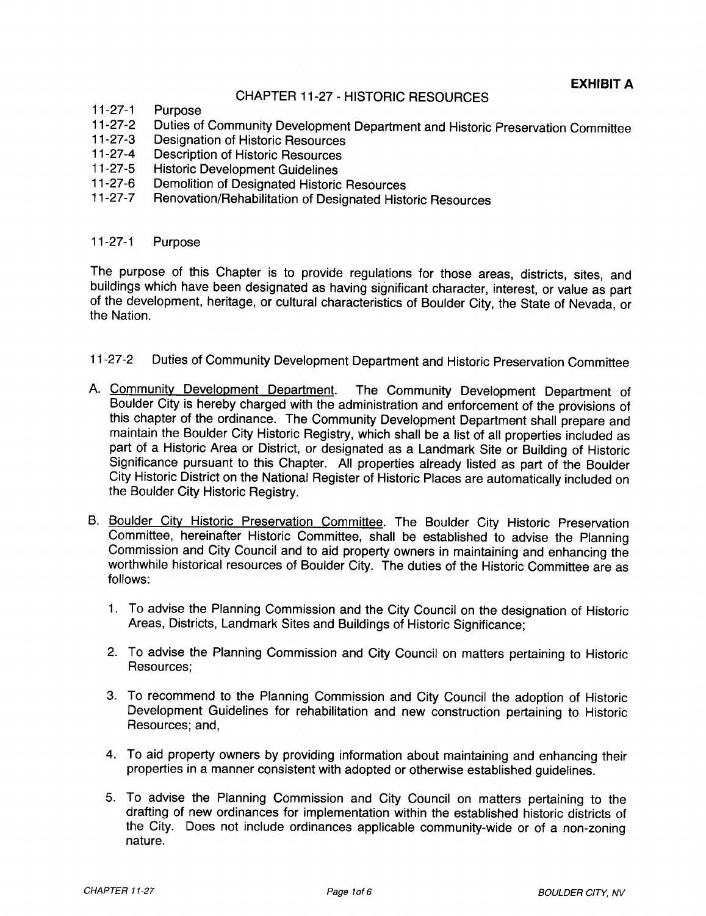**EXHIBIT A**

# CHAPTER 11-27 - HISTORIC RESOURCES

11-27-1 Purpose
11-27-2 Duties of Community Development Department and Historic Preservation Committee
11-27-3 Designation of Historic Resources
11-27-4 Description of Historic Resources
11-27-5 Historic Development Guidelines
11-27-6 Demolition of Designated Historic Resources
11-27-7 Renovation/Rehabilitation of Designated Historic Resources

## 11-27-1 Purpose

The purpose of this Chapter is to provide regulations for those areas, districts, sites, and buildings which have been designated as having significant character, interest, or value as part of the development, heritage, or cultural characteristics of Boulder City, the State of Nevada, or the Nation.

## 11-27-2 Duties of Community Development Department and Historic Preservation Committee

A. Community Development Department. The Community Development Department of Boulder City is hereby charged with the administration and enforcement of the provisions of this chapter of the ordinance. The Community Development Department shall prepare and maintain the Boulder City Historic Registry, which shall be a list of all properties included as part of a Historic Area or District, or designated as a Landmark Site or Building of Historic Significance pursuant to this Chapter. All properties already listed as part of the Boulder City Historic District on the National Register of Historic Places are automatically included on the Boulder City Historic Registry.

B. Boulder City Historic Preservation Committee. The Boulder City Historic Preservation Committee, hereinafter Historic Committee, shall be established to advise the Planning Commission and City Council and to aid property owners in maintaining and enhancing the worthwhile historical resources of Boulder City. The duties of the Historic Committee are as follows:

1. To advise the Planning Commission and the City Council on the designation of Historic Areas, Districts, Landmark Sites and Buildings of Historic Significance;

2. To advise the Planning Commission and City Council on matters pertaining to Historic Resources;

3. To recommend to the Planning Commission and City Council the adoption of Historic Development Guidelines for rehabilitation and new construction pertaining to Historic Resources; and,

4. To aid property owners by providing information about maintaining and enhancing their properties in a manner consistent with adopted or otherwise established guidelines.

5. To advise the Planning Commission and City Council on matters pertaining to the drafting of new ordinances for implementation within the established historic districts of the City. Does not include ordinances applicable community-wide or of a non-zoning nature.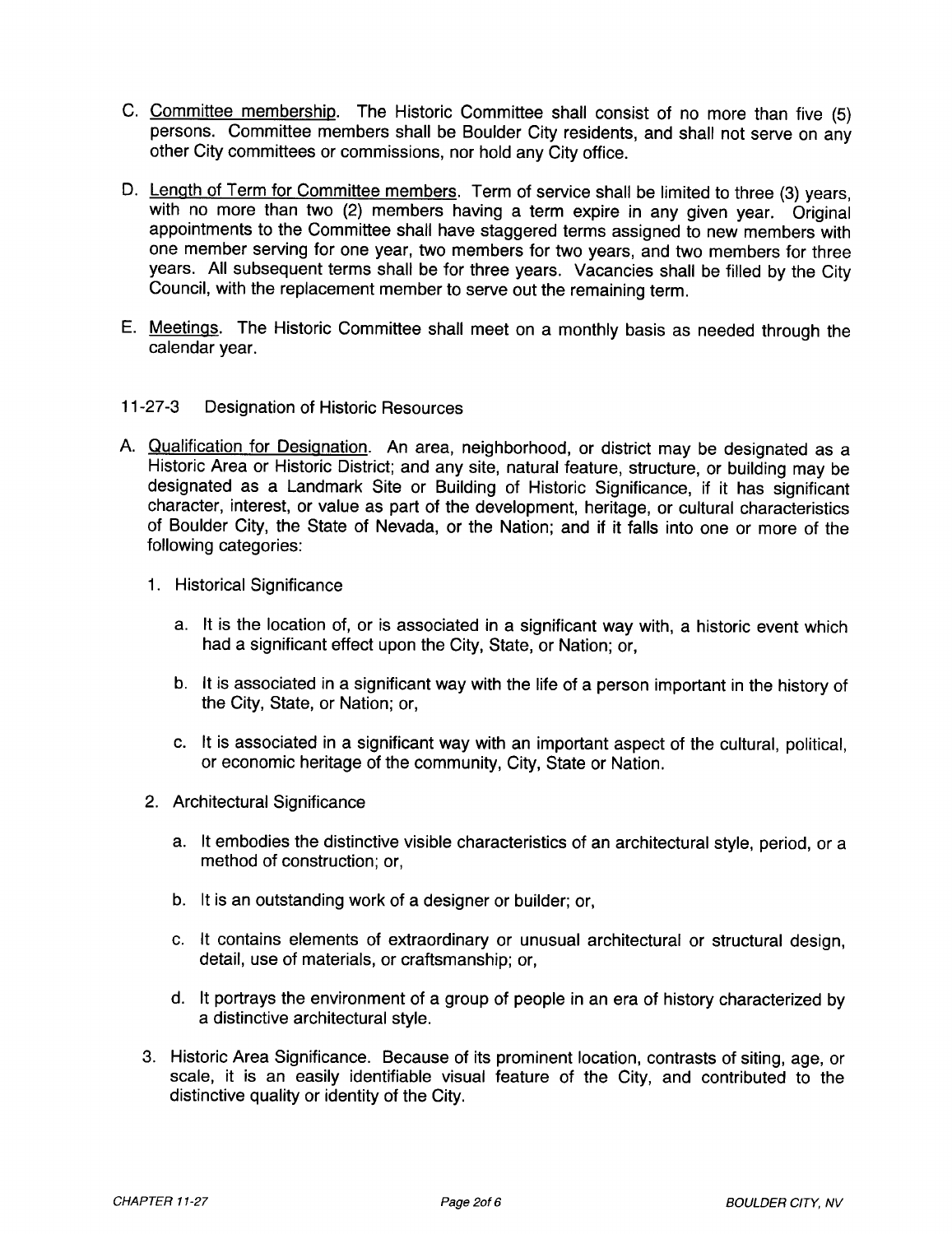C. <u>Committee membership</u>. The Historic Committee shall consist of no more than five (5) persons. Committee members shall be Boulder City residents, and shall not serve on any other City committees or commissions, nor hold any City office.

D. <u>Length of Term for Committee members</u>. Term of service shall be limited to three (3) years, with no more than two (2) members having a term expire in any given year. Original appointments to the Committee shall have staggered terms assigned to new members with one member serving for one year, two members for two years, and two members for three years. All subsequent terms shall be for three years. Vacancies shall be filled by the City Council, with the replacement member to serve out the remaining term.

E. <u>Meetings</u>. The Historic Committee shall meet on a monthly basis as needed through the calendar year.

## 11-27-3 Designation of Historic Resources

A. <u>Qualification for Designation</u>. An area, neighborhood, or district may be designated as a Historic Area or Historic District; and any site, natural feature, structure, or building may be designated as a Landmark Site or Building of Historic Significance, if it has significant character, interest, or value as part of the development, heritage, or cultural characteristics of Boulder City, the State of Nevada, or the Nation; and if it falls into one or more of the following categories:

1. Historical Significance

   a. It is the location of, or is associated in a significant way with, a historic event which had a significant effect upon the City, State, or Nation; or,

   b. It is associated in a significant way with the life of a person important in the history of the City, State, or Nation; or,

   c. It is associated in a significant way with an important aspect of the cultural, political, or economic heritage of the community, City, State or Nation.

2. Architectural Significance

   a. It embodies the distinctive visible characteristics of an architectural style, period, or a method of construction; or,

   b. It is an outstanding work of a designer or builder; or,

   c. It contains elements of extraordinary or unusual architectural or structural design, detail, use of materials, or craftsmanship; or,

   d. It portrays the environment of a group of people in an era of history characterized by a distinctive architectural style.

3. Historic Area Significance. Because of its prominent location, contrasts of siting, age, or scale, it is an easily identifiable visual feature of the City, and contributed to the distinctive quality or identity of the City.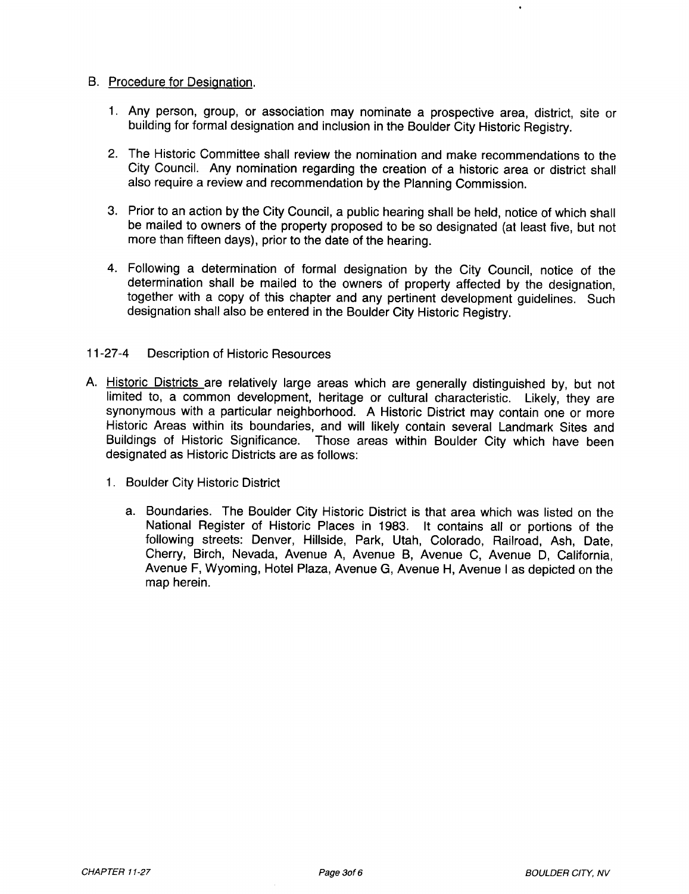B. <u>Procedure for Designation</u>.

   1. Any person, group, or association may nominate a prospective area, district, site or building for formal designation and inclusion in the Boulder City Historic Registry.

   2. The Historic Committee shall review the nomination and make recommendations to the City Council. Any nomination regarding the creation of a historic area or district shall also require a review and recommendation by the Planning Commission.

   3. Prior to an action by the City Council, a public hearing shall be held, notice of which shall be mailed to owners of the property proposed to be so designated (at least five, but not more than fifteen days), prior to the date of the hearing.

   4. Following a determination of formal designation by the City Council, notice of the determination shall be mailed to the owners of property affected by the designation, together with a copy of this chapter and any pertinent development guidelines. Such designation shall also be entered in the Boulder City Historic Registry.

## 11-27-4 Description of Historic Resources

A. <u>Historic Districts</u> are relatively large areas which are generally distinguished by, but not limited to, a common development, heritage or cultural characteristic. Likely, they are synonymous with a particular neighborhood. A Historic District may contain one or more Historic Areas within its boundaries, and will likely contain several Landmark Sites and Buildings of Historic Significance. Those areas within Boulder City which have been designated as Historic Districts are as follows:

   1. Boulder City Historic District

      a. Boundaries. The Boulder City Historic District is that area which was listed on the National Register of Historic Places in 1983. It contains all or portions of the following streets: Denver, Hillside, Park, Utah, Colorado, Railroad, Ash, Date, Cherry, Birch, Nevada, Avenue A, Avenue B, Avenue C, Avenue D, California, Avenue F, Wyoming, Hotel Plaza, Avenue G, Avenue H, Avenue I as depicted on the map herein.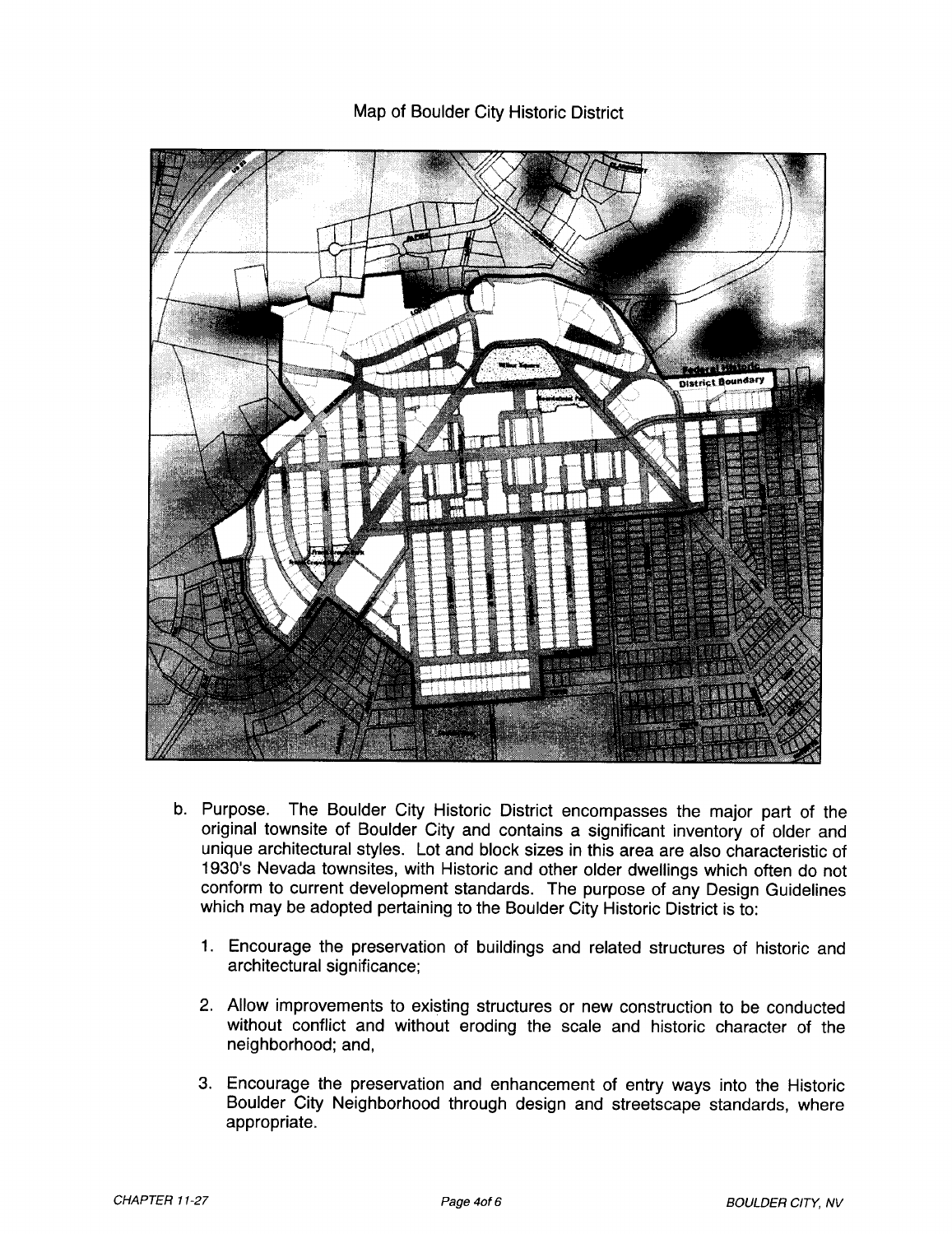Map of Boulder City Historic District

Federal Historic District Boundary

b. Purpose. The Boulder City Historic District encompasses the major part of the original townsite of Boulder City and contains a significant inventory of older and unique architectural styles. Lot and block sizes in this area are also characteristic of 1930's Nevada townsites, with Historic and other older dwellings which often do not conform to current development standards. The purpose of any Design Guidelines which may be adopted pertaining to the Boulder City Historic District is to:

1. Encourage the preservation of buildings and related structures of historic and architectural significance;

2. Allow improvements to existing structures or new construction to be conducted without conflict and without eroding the scale and historic character of the neighborhood; and,

3. Encourage the preservation and enhancement of entry ways into the Historic Boulder City Neighborhood through design and streetscape standards, where appropriate.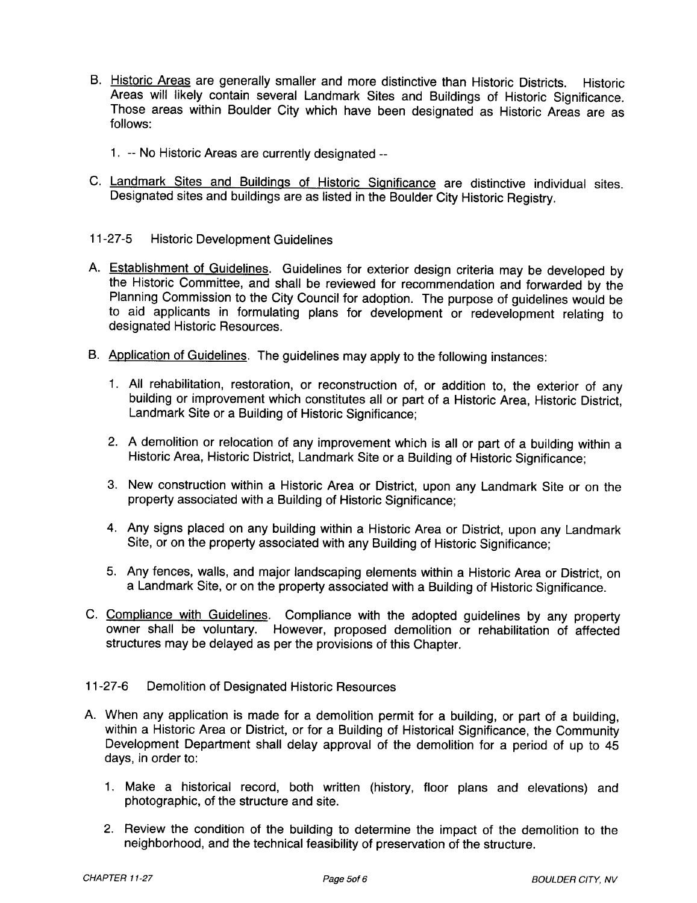B. <u>Historic Areas</u> are generally smaller and more distinctive than Historic Districts. Historic Areas will likely contain several Landmark Sites and Buildings of Historic Significance. Those areas within Boulder City which have been designated as Historic Areas are as follows:

   1. -- No Historic Areas are currently designated --

C. <u>Landmark Sites and Buildings of Historic Significance</u> are distinctive individual sites. Designated sites and buildings are as listed in the Boulder City Historic Registry.

## 11-27-5 Historic Development Guidelines

A. <u>Establishment of Guidelines</u>. Guidelines for exterior design criteria may be developed by the Historic Committee, and shall be reviewed for recommendation and forwarded by the Planning Commission to the City Council for adoption. The purpose of guidelines would be to aid applicants in formulating plans for development or redevelopment relating to designated Historic Resources.

B. <u>Application of Guidelines</u>. The guidelines may apply to the following instances:

   1. All rehabilitation, restoration, or reconstruction of, or addition to, the exterior of any building or improvement which constitutes all or part of a Historic Area, Historic District, Landmark Site or a Building of Historic Significance;

   2. A demolition or relocation of any improvement which is all or part of a building within a Historic Area, Historic District, Landmark Site or a Building of Historic Significance;

   3. New construction within a Historic Area or District, upon any Landmark Site or on the property associated with a Building of Historic Significance;

   4. Any signs placed on any building within a Historic Area or District, upon any Landmark Site, or on the property associated with any Building of Historic Significance;

   5. Any fences, walls, and major landscaping elements within a Historic Area or District, on a Landmark Site, or on the property associated with a Building of Historic Significance.

C. <u>Compliance with Guidelines</u>. Compliance with the adopted guidelines by any property owner shall be voluntary. However, proposed demolition or rehabilitation of affected structures may be delayed as per the provisions of this Chapter.

## 11-27-6 Demolition of Designated Historic Resources

A. When any application is made for a demolition permit for a building, or part of a building, within a Historic Area or District, or for a Building of Historical Significance, the Community Development Department shall delay approval of the demolition for a period of up to 45 days, in order to:

   1. Make a historical record, both written (history, floor plans and elevations) and photographic, of the structure and site.

   2. Review the condition of the building to determine the impact of the demolition to the neighborhood, and the technical feasibility of preservation of the structure.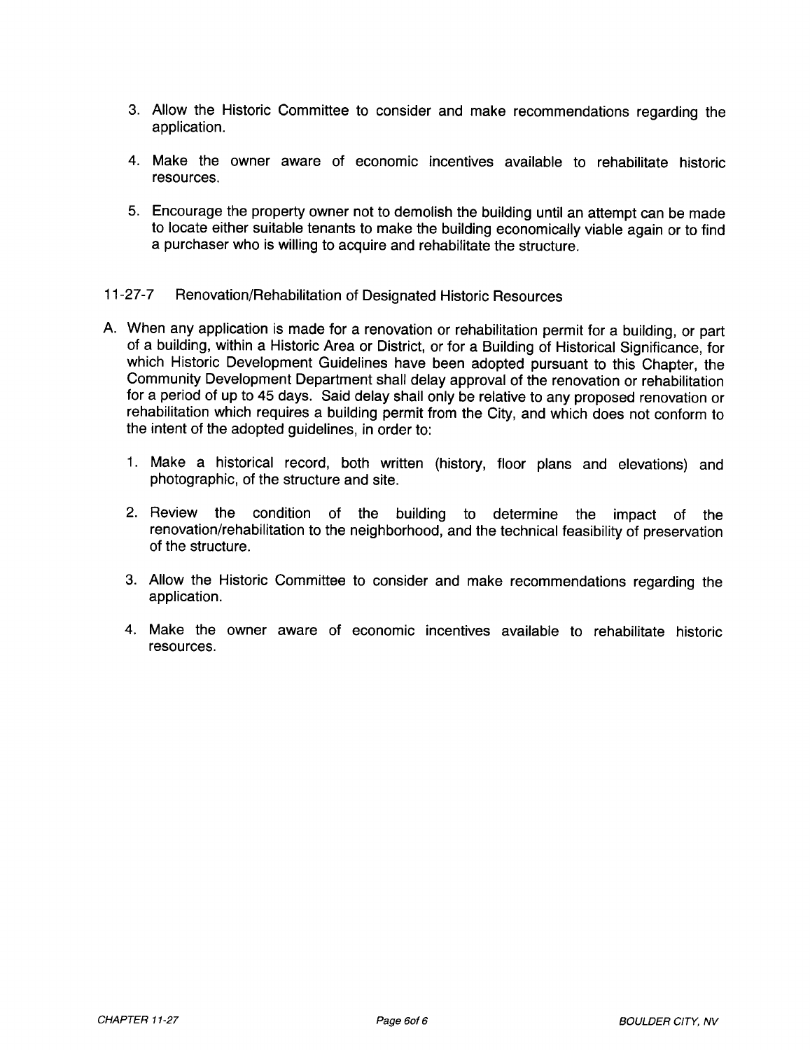3. Allow the Historic Committee to consider and make recommendations regarding the application.

4. Make the owner aware of economic incentives available to rehabilitate historic resources.

5. Encourage the property owner not to demolish the building until an attempt can be made to locate either suitable tenants to make the building economically viable again or to find a purchaser who is willing to acquire and rehabilitate the structure.

## 11-27-7 Renovation/Rehabilitation of Designated Historic Resources

A. When any application is made for a renovation or rehabilitation permit for a building, or part of a building, within a Historic Area or District, or for a Building of Historical Significance, for which Historic Development Guidelines have been adopted pursuant to this Chapter, the Community Development Department shall delay approval of the renovation or rehabilitation for a period of up to 45 days. Said delay shall only be relative to any proposed renovation or rehabilitation which requires a building permit from the City, and which does not conform to the intent of the adopted guidelines, in order to:

   1. Make a historical record, both written (history, floor plans and elevations) and photographic, of the structure and site.

   2. Review the condition of the building to determine the impact of the renovation/rehabilitation to the neighborhood, and the technical feasibility of preservation of the structure.

   3. Allow the Historic Committee to consider and make recommendations regarding the application.

   4. Make the owner aware of economic incentives available to rehabilitate historic resources.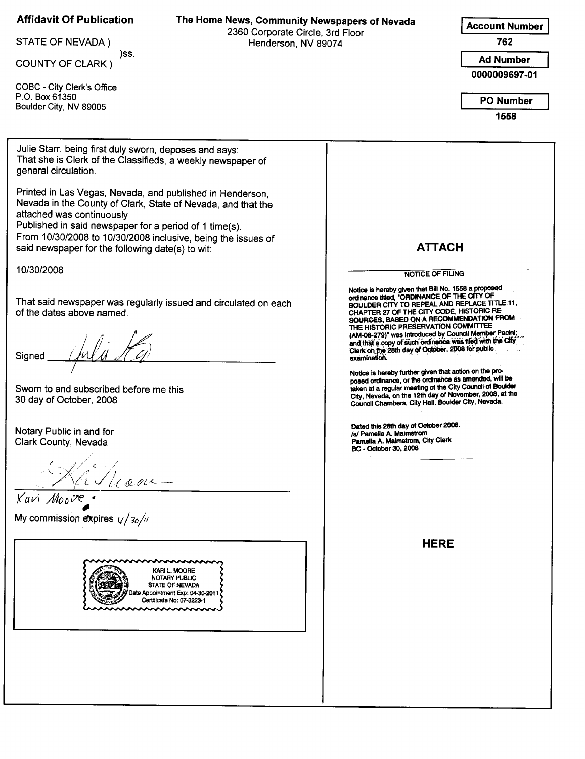**Affidavit Of Publication**

STATE OF NEVADA )
)ss.
COUNTY OF CLARK )

COBC - City Clerk's Office
P.O. Box 61350
Boulder City, NV 89005

**The Home News, Community Newspapers of Nevada**
2360 Corporate Circle, 3rd Floor
Henderson, NV 89074

**Account Number**
762

**Ad Number**
0000009697-01

**PO Number**
1558

Julie Starr, being first duly sworn, deposes and says:
That she is Clerk of the Classifieds, a weekly newspaper of general circulation.

Printed in Las Vegas, Nevada, and published in Henderson, Nevada in the County of Clark, State of Nevada, and that the attached was continuously
Published in said newspaper for a period of 1 time(s).
From 10/30/2008 to 10/30/2008 inclusive, being the issues of said newspaper for the following date(s) to wit:

10/30/2008

That said newspaper was regularly issued and circulated on each of the dates above named.

Signed _Julie Starr_

Sworn to and subscribed before me this
30 day of October, 2008

Notary Public in and for
Clark County, Nevada

_Kari Moore_
Kari Moore
My commission expires 4/30/11

KARI L. MOORE
NOTARY PUBLIC
STATE OF NEVADA
Date Appointment Exp: 04-30-2011
Certificate No: 07-3223-1

**ATTACH**

NOTICE OF FILING

Notice is hereby given that Bill No. 1558 a proposed ordinance titled, "ORDINANCE OF THE CITY OF BOULDER CITY TO REPEAL AND REPLACE TITLE 11, CHAPTER 27 OF THE CITY CODE, HISTORIC RESOURCES, BASED ON A RECOMMENDATION FROM THE HISTORIC PRESERVATION COMMITTEE (AM-08-279)" was introduced by Council Member Pacini; and that a copy of such ordinance was filed with the City Clerk on the 28th day of October, 2008 for public examination.

Notice is hereby further given that action on the proposed ordinance, or the ordinance as amended, will be taken at a regular meeting of the City Council of Boulder City, Nevada, on the 12th day of November, 2008, at the Council Chambers, City Hall, Boulder City, Nevada.

Dated this 28th day of October 2008.
/s/ Pamella A. Malmstrom
Pamella A. Malmstrom, City Clerk
BC - October 30, 2008

**HERE**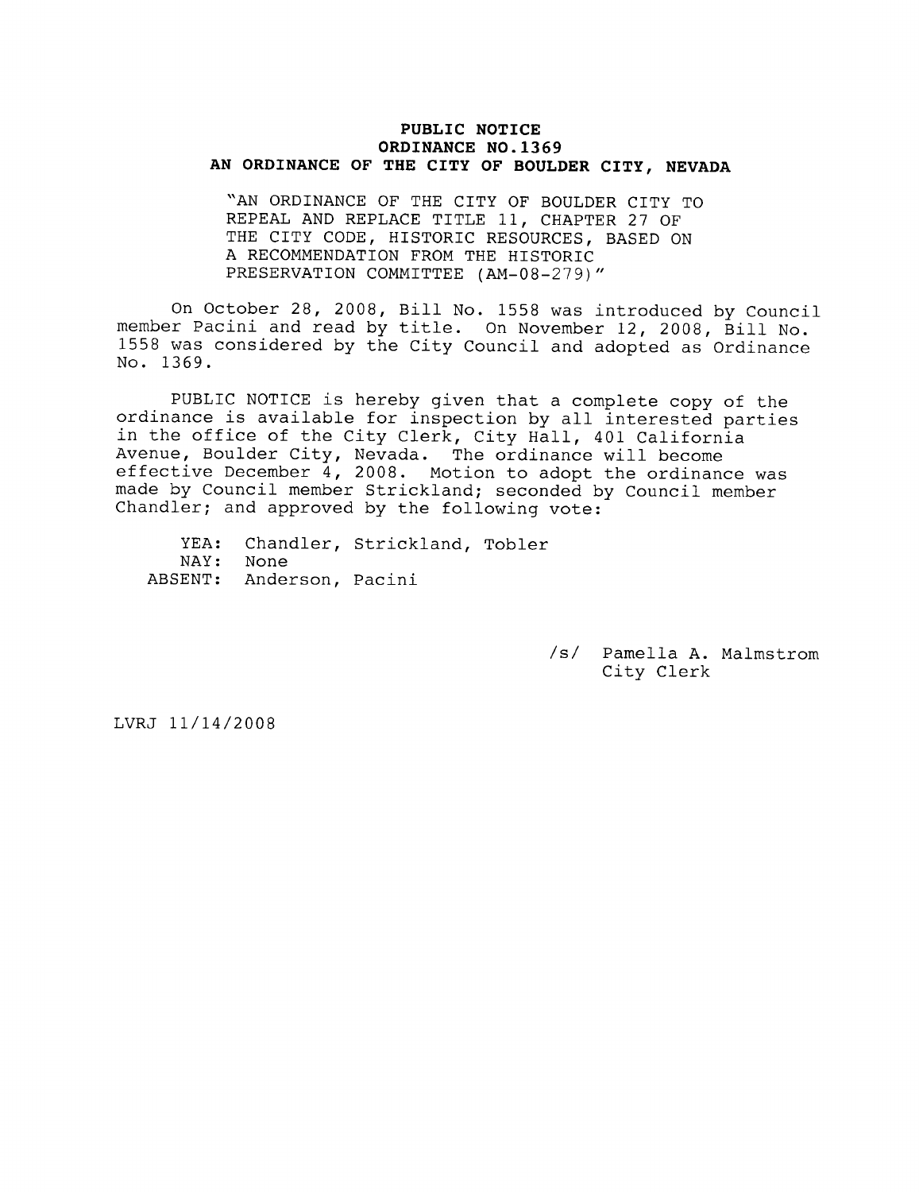**PUBLIC NOTICE**
**ORDINANCE NO.1369**
**AN ORDINANCE OF THE CITY OF BOULDER CITY, NEVADA**

"AN ORDINANCE OF THE CITY OF BOULDER CITY TO REPEAL AND REPLACE TITLE 11, CHAPTER 27 OF THE CITY CODE, HISTORIC RESOURCES, BASED ON A RECOMMENDATION FROM THE HISTORIC PRESERVATION COMMITTEE (AM-08-279)"

On October 28, 2008, Bill No. 1558 was introduced by Council member Pacini and read by title. On November 12, 2008, Bill No. 1558 was considered by the City Council and adopted as Ordinance No. 1369.

PUBLIC NOTICE is hereby given that a complete copy of the ordinance is available for inspection by all interested parties in the office of the City Clerk, City Hall, 401 California Avenue, Boulder City, Nevada. The ordinance will become effective December 4, 2008. Motion to adopt the ordinance was made by Council member Strickland; seconded by Council member Chandler; and approved by the following vote:

YEA: Chandler, Strickland, Tobler
NAY: None
ABSENT: Anderson, Pacini

/s/ Pamella A. Malmstrom
City Clerk

LVRJ 11/14/2008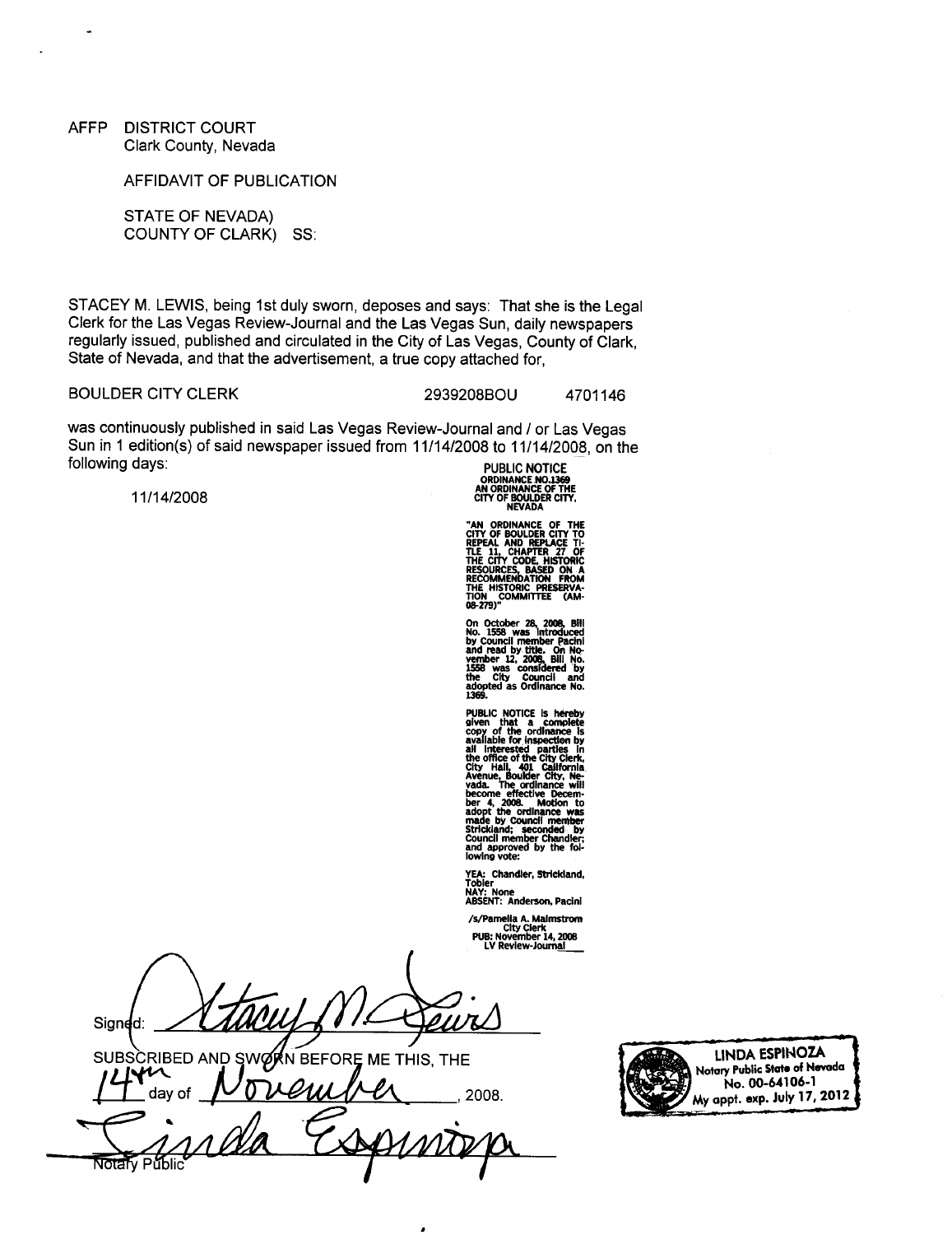AFFP DISTRICT COURT
Clark County, Nevada

AFFIDAVIT OF PUBLICATION

STATE OF NEVADA)
COUNTY OF CLARK) SS:

STACEY M. LEWIS, being 1st duly sworn, deposes and says: That she is the Legal Clerk for the Las Vegas Review-Journal and the Las Vegas Sun, daily newspapers regularly issued, published and circulated in the City of Las Vegas, County of Clark, State of Nevada, and that the advertisement, a true copy attached for,

BOULDER CITY CLERK 2939208BOU 4701146

was continuously published in said Las Vegas Review-Journal and / or Las Vegas Sun in 1 edition(s) of said newspaper issued from 11/14/2008 to 11/14/2008, on the following days:

11/14/2008

**PUBLIC NOTICE**
**ORDINANCE NO.1369**
**AN ORDINANCE OF THE CITY OF BOULDER CITY, NEVADA**

"AN ORDINANCE OF THE CITY OF BOULDER CITY TO REPEAL AND REPLACE TITLE 11, CHAPTER 27 OF THE CITY CODE, HISTORIC RESOURCES, BASED ON A RECOMMENDATION FROM THE HISTORIC PRESERVATION COMMITTEE (AM-08-279)"

On October 28, 2008, Bill No. 1558 was introduced by Council member Pacini and read by title. On November 12, 2008, Bill No. 1558 was considered by the City Council and adopted as Ordinance No. 1369.

PUBLIC NOTICE is hereby given that a complete copy of the ordinance is available for inspection by all interested parties in the office of the City Clerk, City Hall, 401 California Avenue, Boulder City, Nevada. The ordinance will become effective December 4, 2008. Motion to adopt the ordinance was made by Council member Strickland; seconded by Council member Chandler; and approved by the following vote:

YEA: Chandler, Strickland, Tobler
NAY: None
ABSENT: Anderson, Pacini

/s/Pamella A. Malmstrom
City Clerk
PUB: November 14, 2008
LV Review-Journal

Signed: *Stacey M. Lewis*

SUBSCRIBED AND SWORN BEFORE ME THIS, THE *14th* day of *November*, 2008.

*Linda Espinoza*
Notary Public

LINDA ESPINOZA
Notary Public State of Nevada
No. 00-64106-1
My appt. exp. July 17, 2012